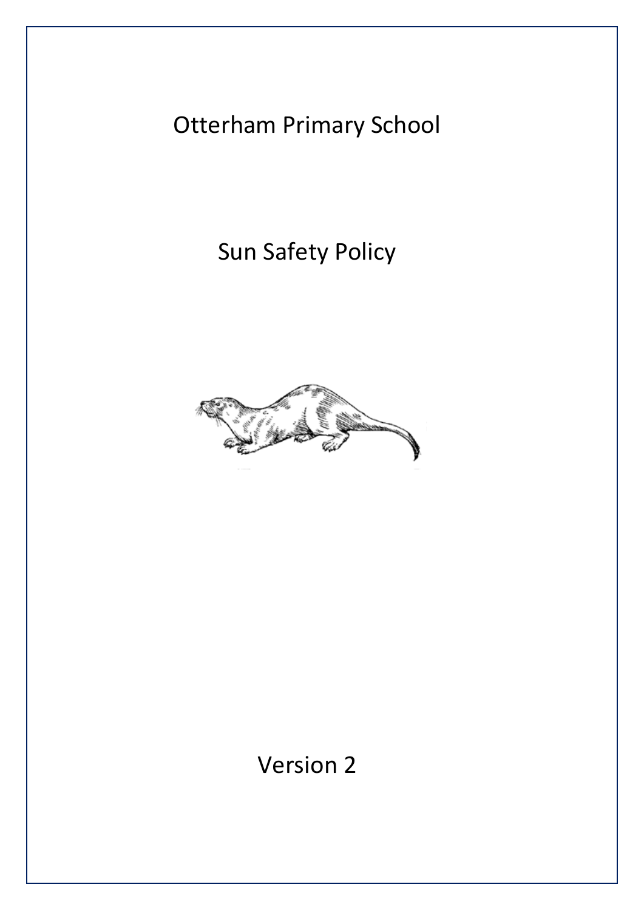# Otterham Primary School

## Sun Safety Policy

Version 2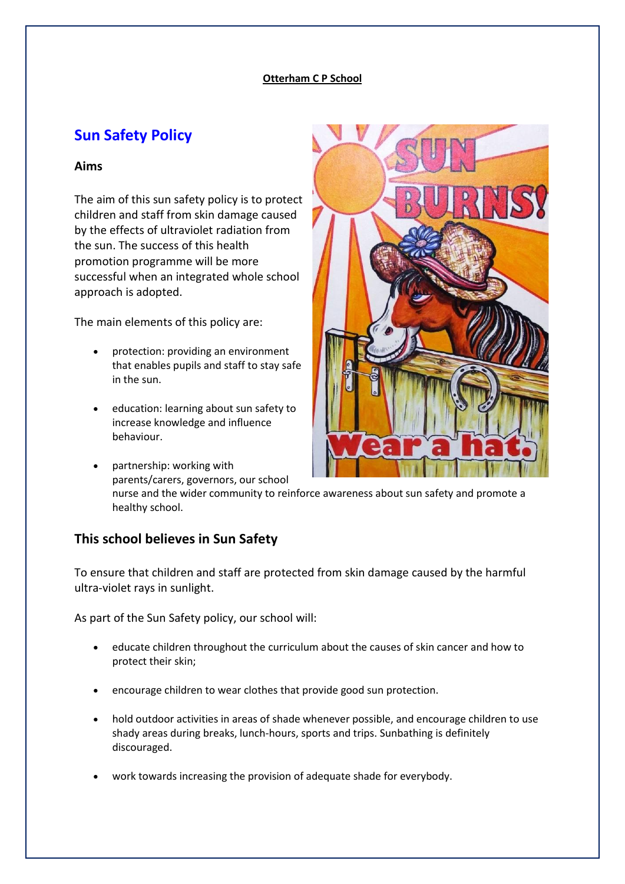**Otterham C P School**

## Sun Safety Policy

### Aims

The aim of this sun safety policy is to protect children and staff from skin damage caused by the effects of ultraviolet radiation from the sun. The success of this health promotion programme will be more successful when an integrated whole school approach is adopted.

The main elements of this policy are:

- protection: providing an environment that enables pupils and staff to stay safe in the sun.
- education: learning about sun safety to increase knowledge and influence behaviour.
- partnership: working with parents/carers, governors, our school nurse and the wider community to reinforce awareness about sun safety and promote a healthy school.

### This school believes in Sun Safety

To ensure that children and staff are protected from skin damage caused by the harmful ultra-violet rays in sunlight.

As part of the Sun Safety policy, our school will:

- educate children throughout the curriculum about the causes of skin cancer and how to protect their skin;
- encourage children to wear clothes that provide good sun protection.
- hold outdoor activities in areas of shade whenever possible, and encourage children to use shady areas during breaks, lunch-hours, sports and trips. Sunbathing is definitely discouraged.
- work towards increasing the provision of adequate shade for everybody.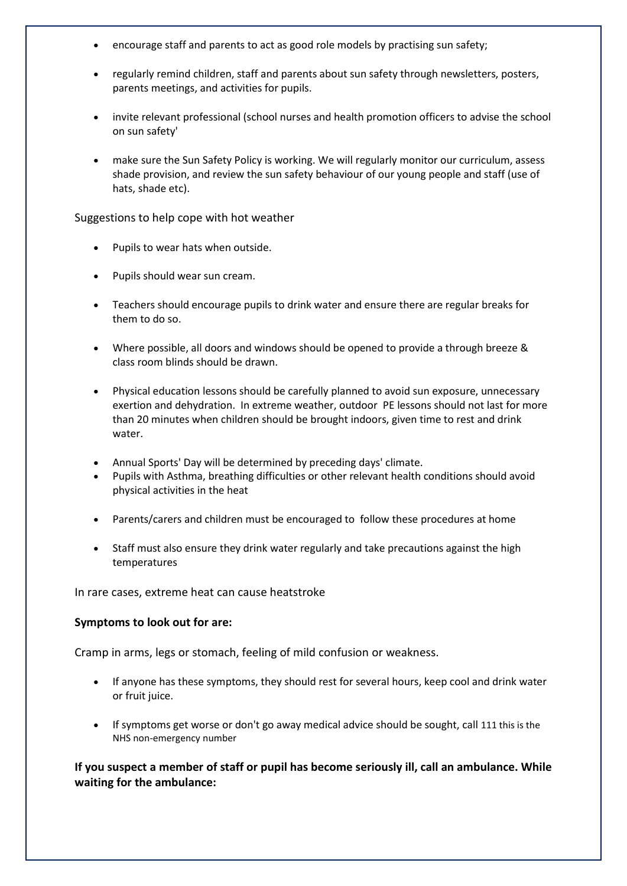- encourage staff and parents to act as good role models by practising sun safety;
- regularly remind children, staff and parents about sun safety through newsletters, posters, parents meetings, and activities for pupils.
- invite relevant professional (school nurses and health promotion officers to advise the school on sun safety'
- make sure the Sun Safety Policy is working. We will regularly monitor our curriculum, assess shade provision, and review the sun safety behaviour of our young people and staff (use of hats, shade etc).

Suggestions to help cope with hot weather

- Pupils to wear hats when outside.
- Pupils should wear sun cream.
- Teachers should encourage pupils to drink water and ensure there are regular breaks for them to do so.
- Where possible, all doors and windows should be opened to provide a through breeze & class room blinds should be drawn.
- Physical education lessons should be carefully planned to avoid sun exposure, unnecessary exertion and dehydration. In extreme weather, outdoor PE lessons should not last for more than 20 minutes when children should be brought indoors, given time to rest and drink water.
- Annual Sports' Day will be determined by preceding days' climate.
- Pupils with Asthma, breathing difficulties or other relevant health conditions should avoid physical activities in the heat
- Parents/carers and children must be encouraged to follow these procedures at home
- Staff must also ensure they drink water regularly and take precautions against the high temperatures

In rare cases, extreme heat can cause heatstroke

**Symptoms to look out for are:**

Cramp in arms, legs or stomach, feeling of mild confusion or weakness.

- If anyone has these symptoms, they should rest for several hours, keep cool and drink water or fruit juice.
- If symptoms get worse or don't go away medical advice should be sought, call 111 this is the NHS non-emergency number

**If you suspect a member of staff or pupil has become seriously ill, call an ambulance. While waiting for the ambulance:**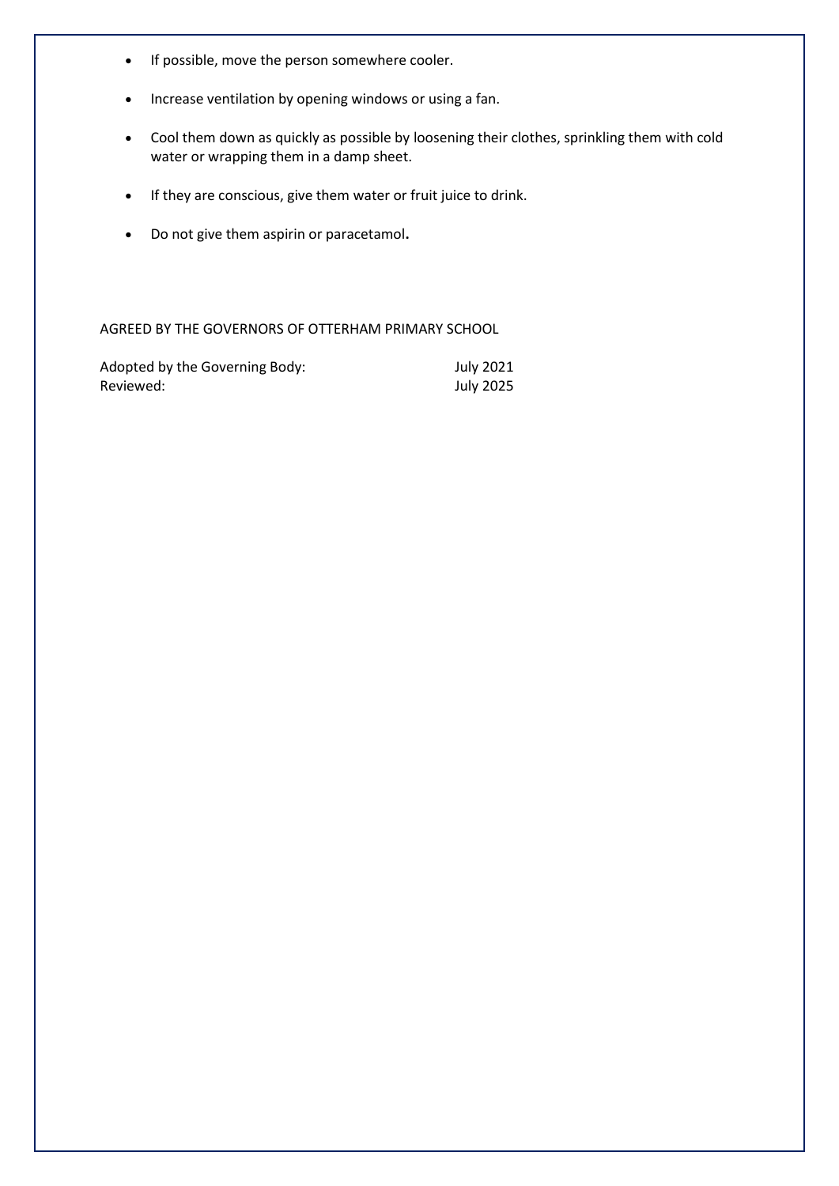- If possible, move the person somewhere cooler.
- Increase ventilation by opening windows or using a fan.
- Cool them down as quickly as possible by loosening their clothes, sprinkling them with cold water or wrapping them in a damp sheet.
- If they are conscious, give them water or fruit juice to drink.
- Do not give them aspirin or paracetamol**.**

AGREED BY THE GOVERNORS OF OTTERHAM PRIMARY SCHOOL

| | |
|---|---|
| Adopted by the Governing Body: | July 2021 |
| Reviewed: | July 2025 |